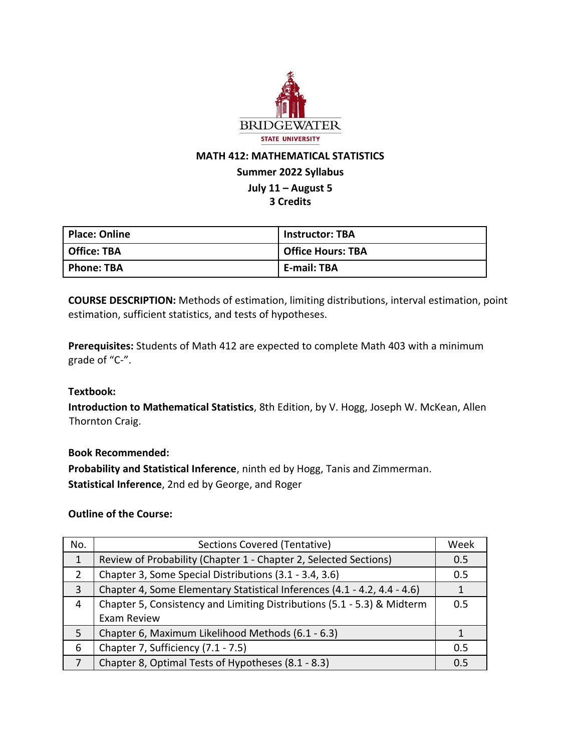BRIDGEWATER

STATE UNIVERSITY

# MATH 412: MATHEMATICAL STATISTICS

**Summer 2022 Syllabus**

**July 11 – August 5**

**3 Credits**

| Place: Online | Instructor: TBA |
|---|---|
| Office: TBA | Office Hours: TBA |
| Phone: TBA | E-mail: TBA |

**COURSE DESCRIPTION:** Methods of estimation, limiting distributions, interval estimation, point estimation, sufficient statistics, and tests of hypotheses.

**Prerequisites:** Students of Math 412 are expected to complete Math 403 with a minimum grade of "C-".

**Textbook:**

**Introduction to Mathematical Statistics**, 8th Edition, by V. Hogg, Joseph W. McKean, Allen Thornton Craig.

**Book Recommended:**

**Probability and Statistical Inference**, ninth ed by Hogg, Tanis and Zimmerman.

**Statistical Inference**, 2nd ed by George, and Roger

**Outline of the Course:**

| No. | Sections Covered (Tentative) | Week |
|---|---|---|
| 1 | Review of Probability (Chapter 1 - Chapter 2, Selected Sections) | 0.5 |
| 2 | Chapter 3, Some Special Distributions (3.1 - 3.4, 3.6) | 0.5 |
| 3 | Chapter 4, Some Elementary Statistical Inferences (4.1 - 4.2, 4.4 - 4.6) | 1 |
| 4 | Chapter 5, Consistency and Limiting Distributions (5.1 - 5.3) & Midterm Exam Review | 0.5 |
| 5 | Chapter 6, Maximum Likelihood Methods (6.1 - 6.3) | 1 |
| 6 | Chapter 7, Sufficiency (7.1 - 7.5) | 0.5 |
| 7 | Chapter 8, Optimal Tests of Hypotheses (8.1 - 8.3) | 0.5 |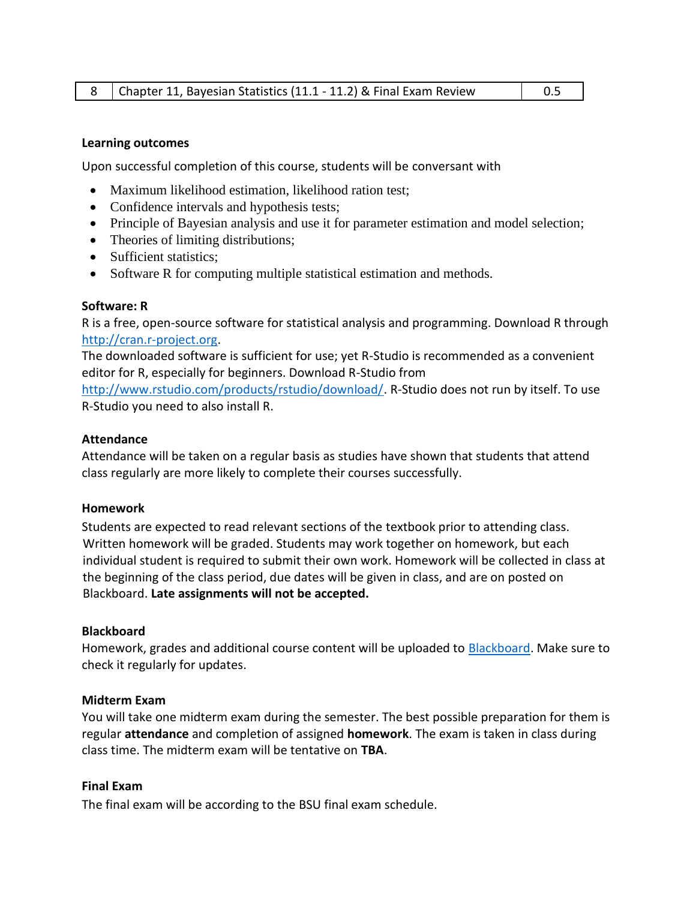| 8 | Chapter 11, Bayesian Statistics (11.1 - 11.2) & Final Exam Review | 0.5 |
|---|---|---|

**Learning outcomes**

Upon successful completion of this course, students will be conversant with

- Maximum likelihood estimation, likelihood ration test;
- Confidence intervals and hypothesis tests;
- Principle of Bayesian analysis and use it for parameter estimation and model selection;
- Theories of limiting distributions;
- Sufficient statistics;
- Software R for computing multiple statistical estimation and methods.

**Software: R**

R is a free, open-source software for statistical analysis and programming. Download R through http://cran.r-project.org.
The downloaded software is sufficient for use; yet R-Studio is recommended as a convenient editor for R, especially for beginners. Download R-Studio from http://www.rstudio.com/products/rstudio/download/. R-Studio does not run by itself. To use R-Studio you need to also install R.

**Attendance**

Attendance will be taken on a regular basis as studies have shown that students that attend class regularly are more likely to complete their courses successfully.

**Homework**

Students are expected to read relevant sections of the textbook prior to attending class. Written homework will be graded. Students may work together on homework, but each individual student is required to submit their own work. Homework will be collected in class at the beginning of the class period, due dates will be given in class, and are on posted on Blackboard. **Late assignments will not be accepted.**

**Blackboard**

Homework, grades and additional course content will be uploaded to Blackboard. Make sure to check it regularly for updates.

**Midterm Exam**

You will take one midterm exam during the semester. The best possible preparation for them is regular **attendance** and completion of assigned **homework**. The exam is taken in class during class time. The midterm exam will be tentative on **TBA**.

**Final Exam**

The final exam will be according to the BSU final exam schedule.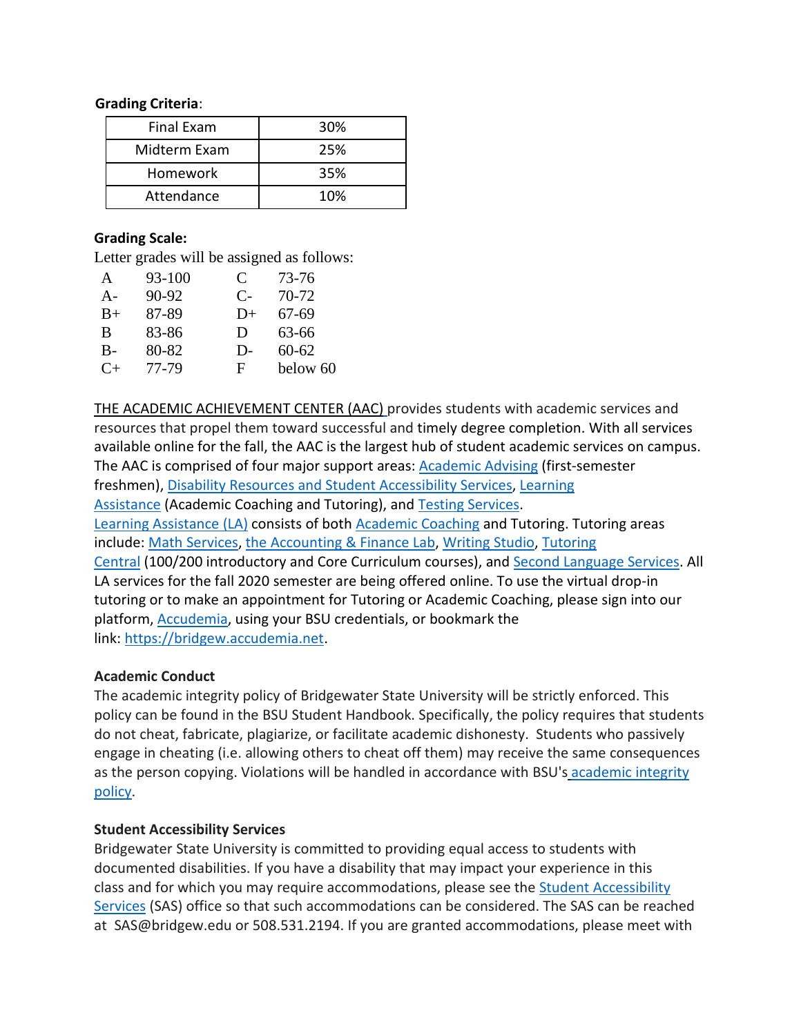**Grading Criteria**:

| Final Exam | 30% |
|---|---|
| Midterm Exam | 25% |
| Homework | 35% |
| Attendance | 10% |

**Grading Scale:**

Letter grades will be assigned as follows:

| | | | |
|---|---|---|---|
| A | 93-100 | C | 73-76 |
| A- | 90-92 | C- | 70-72 |
| B+ | 87-89 | D+ | 67-69 |
| B | 83-86 | D | 63-66 |
| B- | 80-82 | D- | 60-62 |
| C+ | 77-79 | F | below 60 |

THE ACADEMIC ACHIEVEMENT CENTER (AAC) provides students with academic services and resources that propel them toward successful and timely degree completion. With all services available online for the fall, the AAC is the largest hub of student academic services on campus. The AAC is comprised of four major support areas: Academic Advising (first-semester freshmen), Disability Resources and Student Accessibility Services, Learning Assistance (Academic Coaching and Tutoring), and Testing Services. Learning Assistance (LA) consists of both Academic Coaching and Tutoring. Tutoring areas include: Math Services, the Accounting & Finance Lab, Writing Studio, Tutoring Central (100/200 introductory and Core Curriculum courses), and Second Language Services. All LA services for the fall 2020 semester are being offered online. To use the virtual drop-in tutoring or to make an appointment for Tutoring or Academic Coaching, please sign into our platform, Accudemia, using your BSU credentials, or bookmark the link: https://bridgew.accudemia.net.

**Academic Conduct**

The academic integrity policy of Bridgewater State University will be strictly enforced. This policy can be found in the BSU Student Handbook. Specifically, the policy requires that students do not cheat, fabricate, plagiarize, or facilitate academic dishonesty. Students who passively engage in cheating (i.e. allowing others to cheat off them) may receive the same consequences as the person copying. Violations will be handled in accordance with BSU's academic integrity policy.

**Student Accessibility Services**

Bridgewater State University is committed to providing equal access to students with documented disabilities. If you have a disability that may impact your experience in this class and for which you may require accommodations, please see the Student Accessibility Services (SAS) office so that such accommodations can be considered. The SAS can be reached at SAS@bridgew.edu or 508.531.2194. If you are granted accommodations, please meet with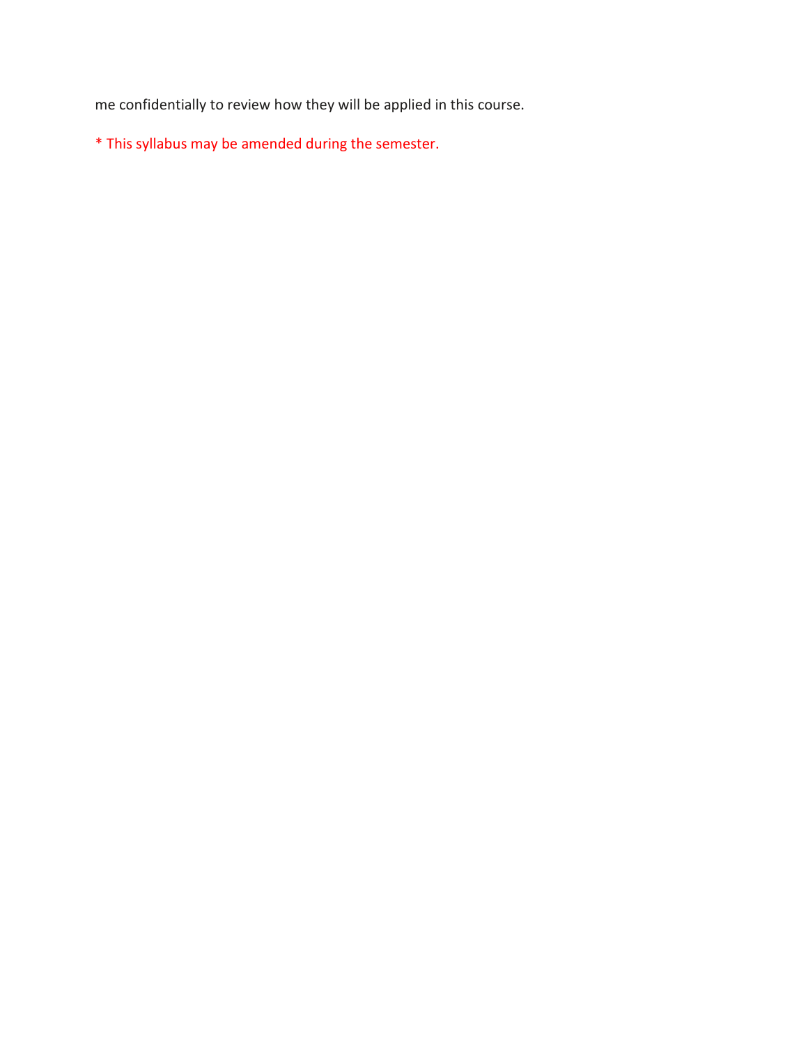me confidentially to review how they will be applied in this course.

* This syllabus may be amended during the semester.